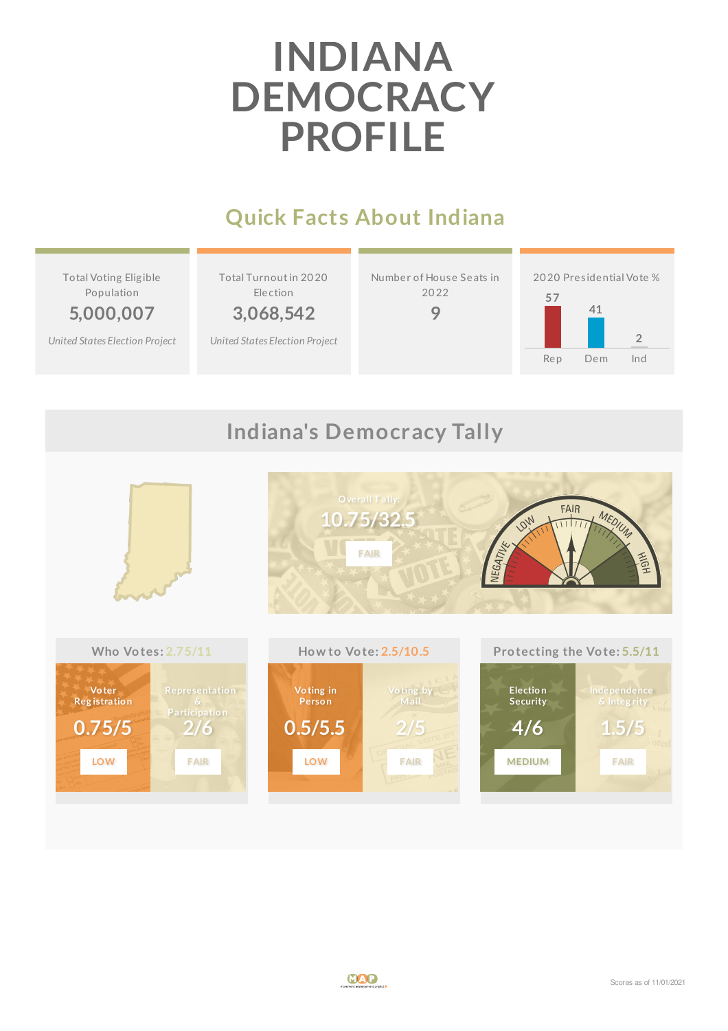# INDIANA DEMOCRACY PROFILE

## Quick Facts About Indiana

| Total Voting Eligible Population | Total Turnout in 2020 Election | Number of House Seats in 2022 | 2020 Presidential Vote % |
|---|---|---|---|
| 5,000,007 | 3,068,542 | 9 | Rep 57, Dem 41, Ind 2 |
| *United States Election Project* | *United States Election Project* | | |

## Indiana's Democracy Tally

Overall Tally: 10.75/32.5

FAIR

### Who Votes: 2.75/11

- Voter Registration: 0.75/5 — LOW
- Representation & Participation: 2/6 — FAIR

### How to Vote: 2.5/10.5

- Voting in Person: 0.5/5.5 — LOW
- Voting by Mail: 2/5 — FAIR

### Protecting the Vote: 5.5/11

- Election Security: 4/6 — MEDIUM
- Independence & Integrity: 1.5/5 — FAIR

Scores as of 11/01/2021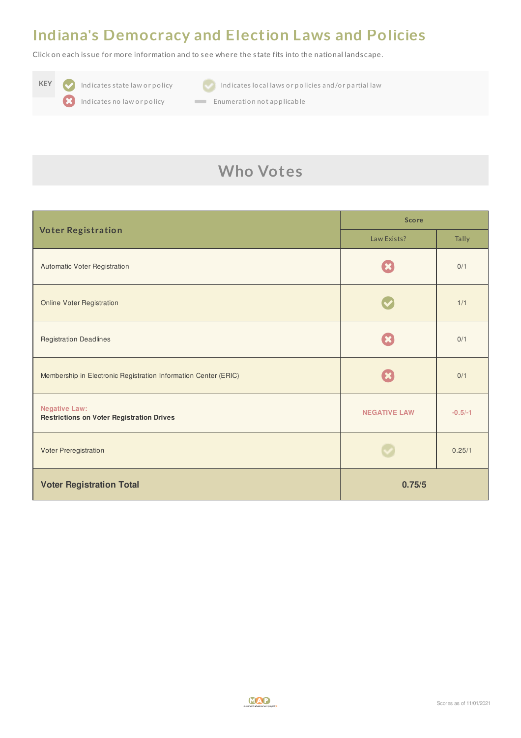# Indiana's Democracy and Election Laws and Policies

Click on each issue for more information and to see where the state fits into the national landscape.

| KEY | |
|---|---|
| ✓ Indicates state law or policy | ✓ (faded) Indicates local laws or policies and/or partial law |
| ✗ Indicates no law or policy | — Enumeration not applicable |

## Who Votes

| Voter Registration | Score | |
|---|---|---|
| | Law Exists? | Tally |
| Automatic Voter Registration | ✗ | 0/1 |
| Online Voter Registration | ✓ | 1/1 |
| Registration Deadlines | ✗ | 0/1 |
| Membership in Electronic Registration Information Center (ERIC) | ✗ | 0/1 |
| Negative Law: **Restrictions on Voter Registration Drives** | NEGATIVE LAW | -0.5/-1 |
| Voter Preregistration | ✓ (partial) | 0.25/1 |
| **Voter Registration Total** | **0.75/5** | |

Scores as of 11/01/2021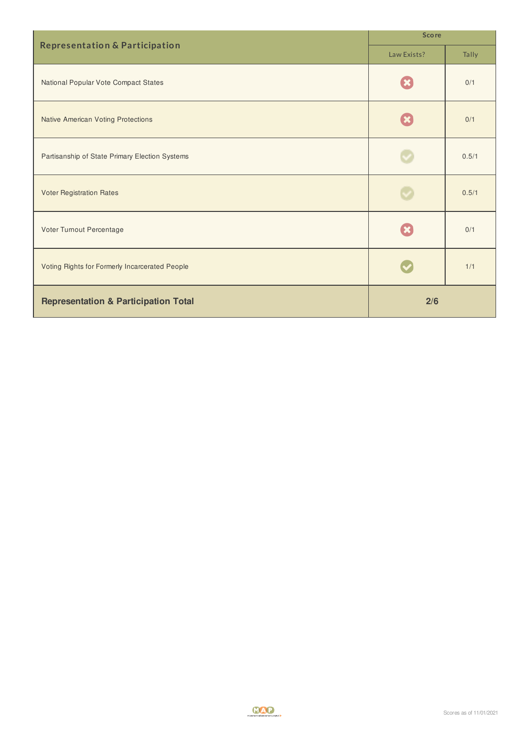| Representation & Participation | Score | |
| --- | --- | --- |
| | Law Exists? | Tally |
| National Popular Vote Compact States | ✖ | 0/1 |
| Native American Voting Protections | ✖ | 0/1 |
| Partisanship of State Primary Election Systems | ✔ | 0.5/1 |
| Voter Registration Rates | ✔ | 0.5/1 |
| Voter Turnout Percentage | ✖ | 0/1 |
| Voting Rights for Formerly Incarcerated People | ✔ | 1/1 |
| **Representation & Participation Total** | **2/6** | |

Scores as of 11/01/2021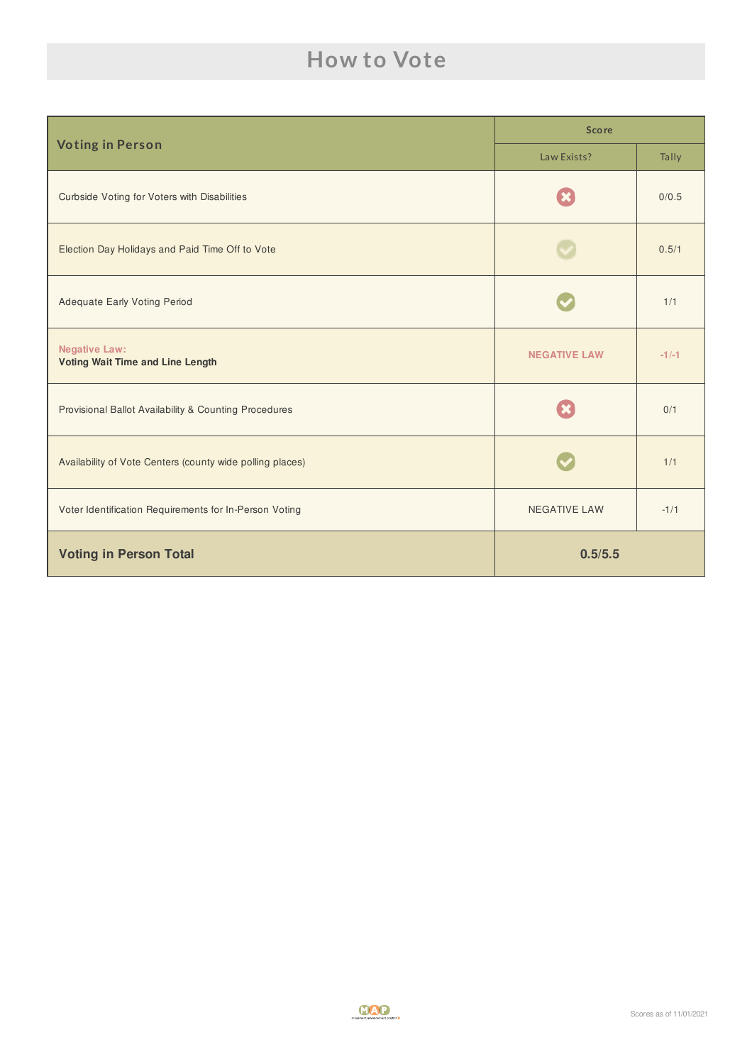# How to Vote

| Voting in Person | Score | |
|---|---|---|
| | Law Exists? | Tally |
| Curbside Voting for Voters with Disabilities | ✗ | 0/0.5 |
| Election Day Holidays and Paid Time Off to Vote | ✓ | 0.5/1 |
| Adequate Early Voting Period | ✓ | 1/1 |
| Negative Law: **Voting Wait Time and Line Length** | NEGATIVE LAW | -1/-1 |
| Provisional Ballot Availability & Counting Procedures | ✗ | 0/1 |
| Availability of Vote Centers (county wide polling places) | ✓ | 1/1 |
| Voter Identification Requirements for In-Person Voting | NEGATIVE LAW | -1/1 |
| **Voting in Person Total** | **0.5/5.5** | |

Scores as of 11/01/2021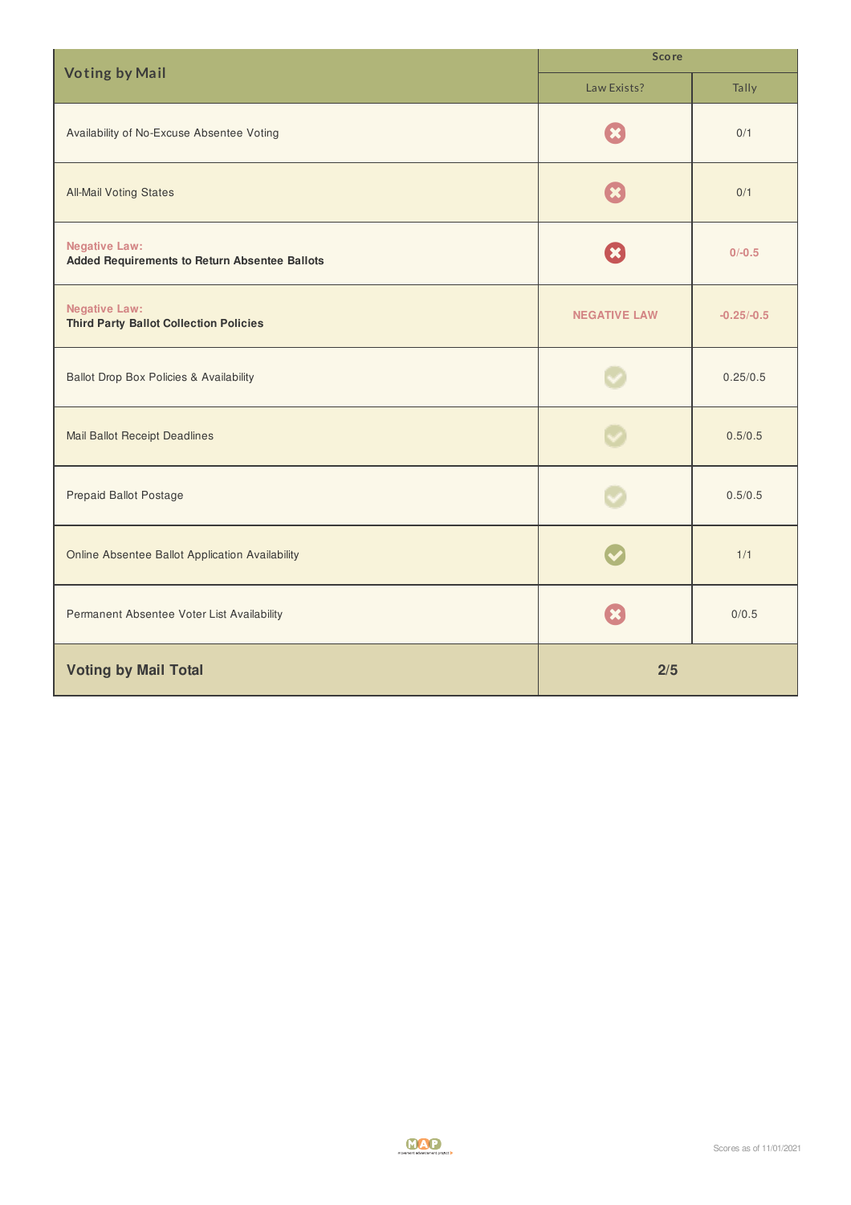| Voting by Mail | Score | |
|---|---|---|
| | Law Exists? | Tally |
| Availability of No-Excuse Absentee Voting | ✖ | 0/1 |
| All-Mail Voting States | ✖ | 0/1 |
| Negative Law: **Added Requirements to Return Absentee Ballots** | ✖ | 0/-0.5 |
| Negative Law: **Third Party Ballot Collection Policies** | NEGATIVE LAW | -0.25/-0.5 |
| Ballot Drop Box Policies & Availability | ✔ | 0.25/0.5 |
| Mail Ballot Receipt Deadlines | ✔ | 0.5/0.5 |
| Prepaid Ballot Postage | ✔ | 0.5/0.5 |
| Online Absentee Ballot Application Availability | ✔ | 1/1 |
| Permanent Absentee Voter List Availability | ✖ | 0/0.5 |
| **Voting by Mail Total** | **2/5** | |

Scores as of 11/01/2021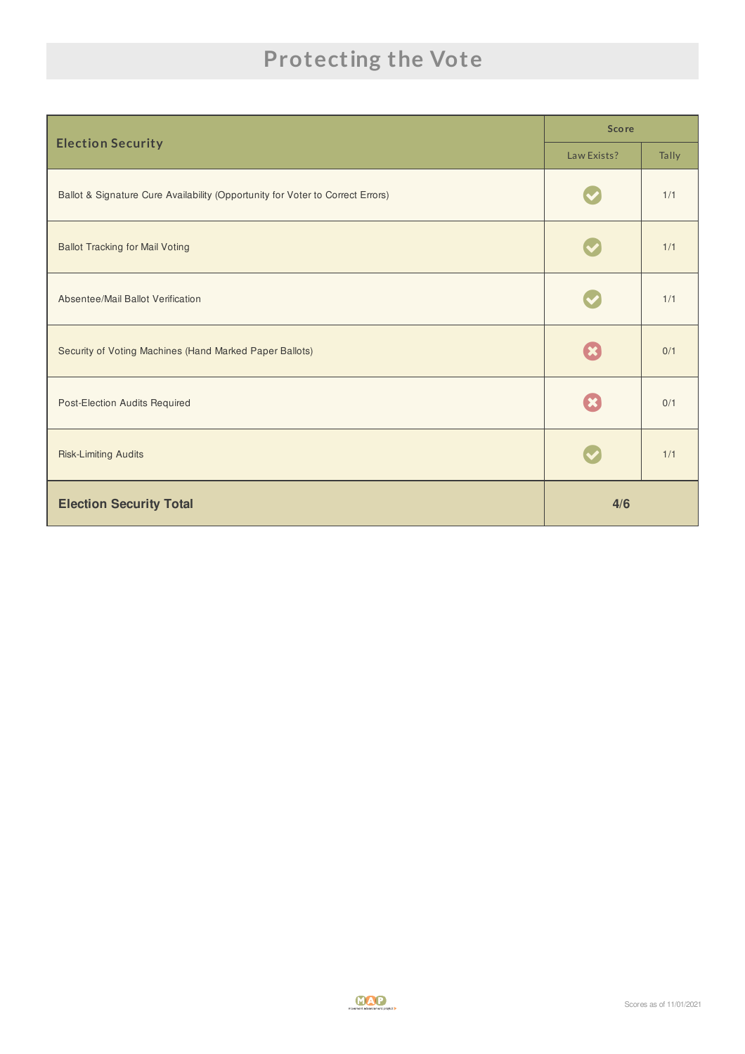# Protecting the Vote

| Election Security | Score | |
|---|---|---|
| | Law Exists? | Tally |
| Ballot & Signature Cure Availability (Opportunity for Voter to Correct Errors) | ✓ | 1/1 |
| Ballot Tracking for Mail Voting | ✓ | 1/1 |
| Absentee/Mail Ballot Verification | ✓ | 1/1 |
| Security of Voting Machines (Hand Marked Paper Ballots) | ✗ | 0/1 |
| Post-Election Audits Required | ✗ | 0/1 |
| Risk-Limiting Audits | ✓ | 1/1 |
| **Election Security Total** | **4/6** | |

Scores as of 11/01/2021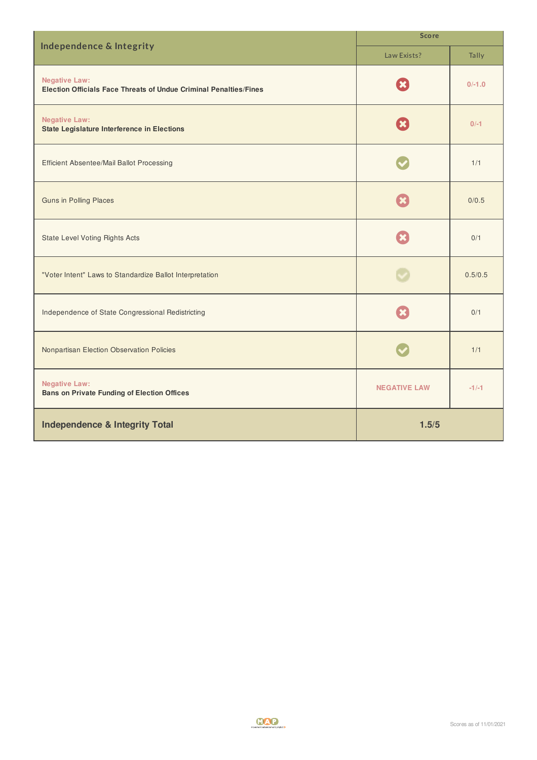| Independence & Integrity | Score | |
|---|---|---|
| | Law Exists? | Tally |
| Negative Law: **Election Officials Face Threats of Undue Criminal Penalties/Fines** | ✖ | 0/-1.0 |
| Negative Law: **State Legislature Interference in Elections** | ✖ | 0/-1 |
| Efficient Absentee/Mail Ballot Processing | ✔ | 1/1 |
| Guns in Polling Places | ✖ | 0/0.5 |
| State Level Voting Rights Acts | ✖ | 0/1 |
| "Voter Intent" Laws to Standardize Ballot Interpretation | ✔ | 0.5/0.5 |
| Independence of State Congressional Redistricting | ✖ | 0/1 |
| Nonpartisan Election Observation Policies | ✔ | 1/1 |
| Negative Law: **Bans on Private Funding of Election Offices** | NEGATIVE LAW | -1/-1 |
| **Independence & Integrity Total** | **1.5/5** | |

Scores as of 11/01/2021